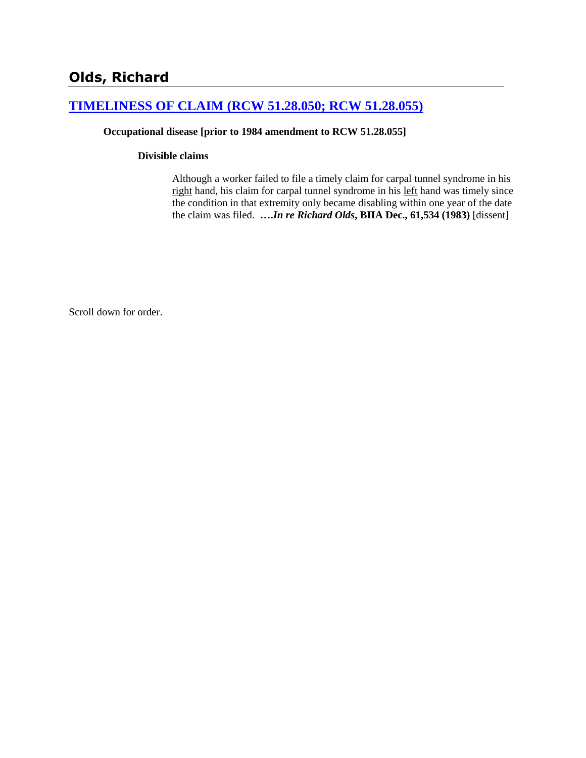# Olds, Richard

## [TIMELINESS OF CLAIM (RCW 51.28.050; RCW 51.28.055)]

**Occupational disease [prior to 1984 amendment to RCW 51.28.055]**

**Divisible claims**

Although a worker failed to file a timely claim for carpal tunnel syndrome in his right hand, his claim for carpal tunnel syndrome in his left hand was timely since the condition in that extremity only became disabling within one year of the date the claim was filed. **….*In re Richard Olds*, BIIA Dec., 61,534 (1983)** [dissent]

Scroll down for order.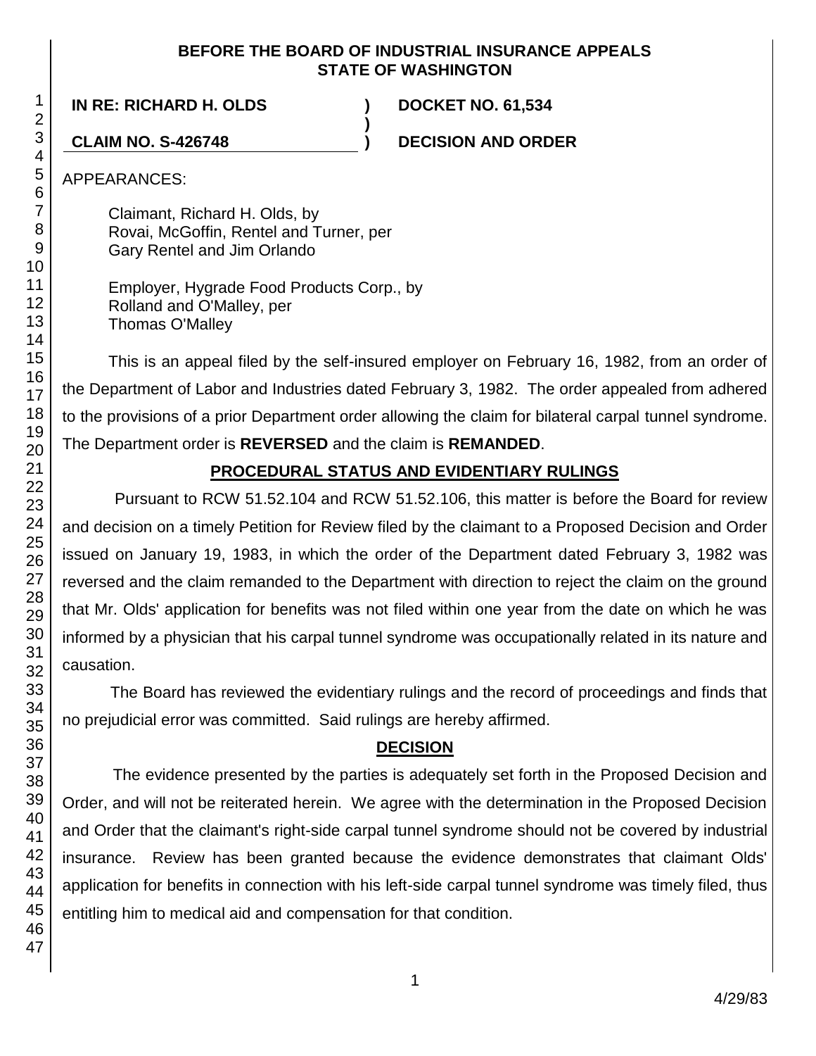**BEFORE THE BOARD OF INDUSTRIAL INSURANCE APPEALS**
**STATE OF WASHINGTON**

| | | |
|---|---|---|
| **IN RE: RICHARD H. OLDS** | **)** | **DOCKET NO. 61,534** |
| | **)** | |
| **CLAIM NO. S-426748** | **)** | **DECISION AND ORDER** |

APPEARANCES:

Claimant, Richard H. Olds, by
Rovai, McGoffin, Rentel and Turner, per
Gary Rentel and Jim Orlando

Employer, Hygrade Food Products Corp., by
Rolland and O'Malley, per
Thomas O'Malley

This is an appeal filed by the self-insured employer on February 16, 1982, from an order of the Department of Labor and Industries dated February 3, 1982. The order appealed from adhered to the provisions of a prior Department order allowing the claim for bilateral carpal tunnel syndrome. The Department order is **REVERSED** and the claim is **REMANDED**.

## PROCEDURAL STATUS AND EVIDENTIARY RULINGS

Pursuant to RCW 51.52.104 and RCW 51.52.106, this matter is before the Board for review and decision on a timely Petition for Review filed by the claimant to a Proposed Decision and Order issued on January 19, 1983, in which the order of the Department dated February 3, 1982 was reversed and the claim remanded to the Department with direction to reject the claim on the ground that Mr. Olds' application for benefits was not filed within one year from the date on which he was informed by a physician that his carpal tunnel syndrome was occupationally related in its nature and causation.

The Board has reviewed the evidentiary rulings and the record of proceedings and finds that no prejudicial error was committed. Said rulings are hereby affirmed.

## DECISION

The evidence presented by the parties is adequately set forth in the Proposed Decision and Order, and will not be reiterated herein. We agree with the determination in the Proposed Decision and Order that the claimant's right-side carpal tunnel syndrome should not be covered by industrial insurance. Review has been granted because the evidence demonstrates that claimant Olds' application for benefits in connection with his left-side carpal tunnel syndrome was timely filed, thus entitling him to medical aid and compensation for that condition.

4/29/83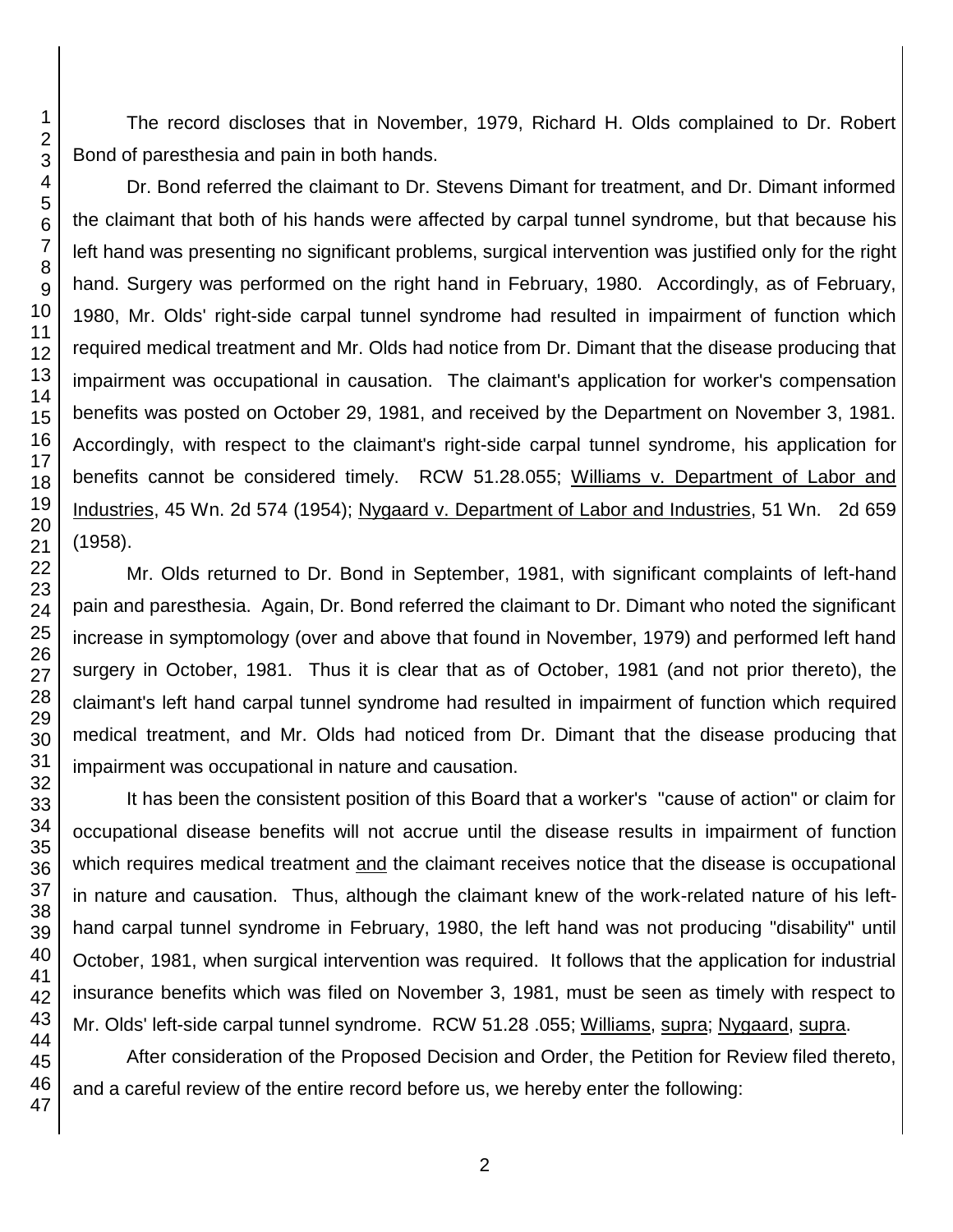The record discloses that in November, 1979, Richard H. Olds complained to Dr. Robert Bond of paresthesia and pain in both hands.

Dr. Bond referred the claimant to Dr. Stevens Dimant for treatment, and Dr. Dimant informed the claimant that both of his hands were affected by carpal tunnel syndrome, but that because his left hand was presenting no significant problems, surgical intervention was justified only for the right hand. Surgery was performed on the right hand in February, 1980. Accordingly, as of February, 1980, Mr. Olds' right-side carpal tunnel syndrome had resulted in impairment of function which required medical treatment and Mr. Olds had notice from Dr. Dimant that the disease producing that impairment was occupational in causation. The claimant's application for worker's compensation benefits was posted on October 29, 1981, and received by the Department on November 3, 1981. Accordingly, with respect to the claimant's right-side carpal tunnel syndrome, his application for benefits cannot be considered timely. RCW 51.28.055; Williams v. Department of Labor and Industries, 45 Wn. 2d 574 (1954); Nygaard v. Department of Labor and Industries, 51 Wn. 2d 659 (1958).

Mr. Olds returned to Dr. Bond in September, 1981, with significant complaints of left-hand pain and paresthesia. Again, Dr. Bond referred the claimant to Dr. Dimant who noted the significant increase in symptomology (over and above that found in November, 1979) and performed left hand surgery in October, 1981. Thus it is clear that as of October, 1981 (and not prior thereto), the claimant's left hand carpal tunnel syndrome had resulted in impairment of function which required medical treatment, and Mr. Olds had noticed from Dr. Dimant that the disease producing that impairment was occupational in nature and causation.

It has been the consistent position of this Board that a worker's "cause of action" or claim for occupational disease benefits will not accrue until the disease results in impairment of function which requires medical treatment and the claimant receives notice that the disease is occupational in nature and causation. Thus, although the claimant knew of the work-related nature of his left-hand carpal tunnel syndrome in February, 1980, the left hand was not producing "disability" until October, 1981, when surgical intervention was required. It follows that the application for industrial insurance benefits which was filed on November 3, 1981, must be seen as timely with respect to Mr. Olds' left-side carpal tunnel syndrome. RCW 51.28 .055; Williams, supra; Nygaard, supra.

After consideration of the Proposed Decision and Order, the Petition for Review filed thereto, and a careful review of the entire record before us, we hereby enter the following: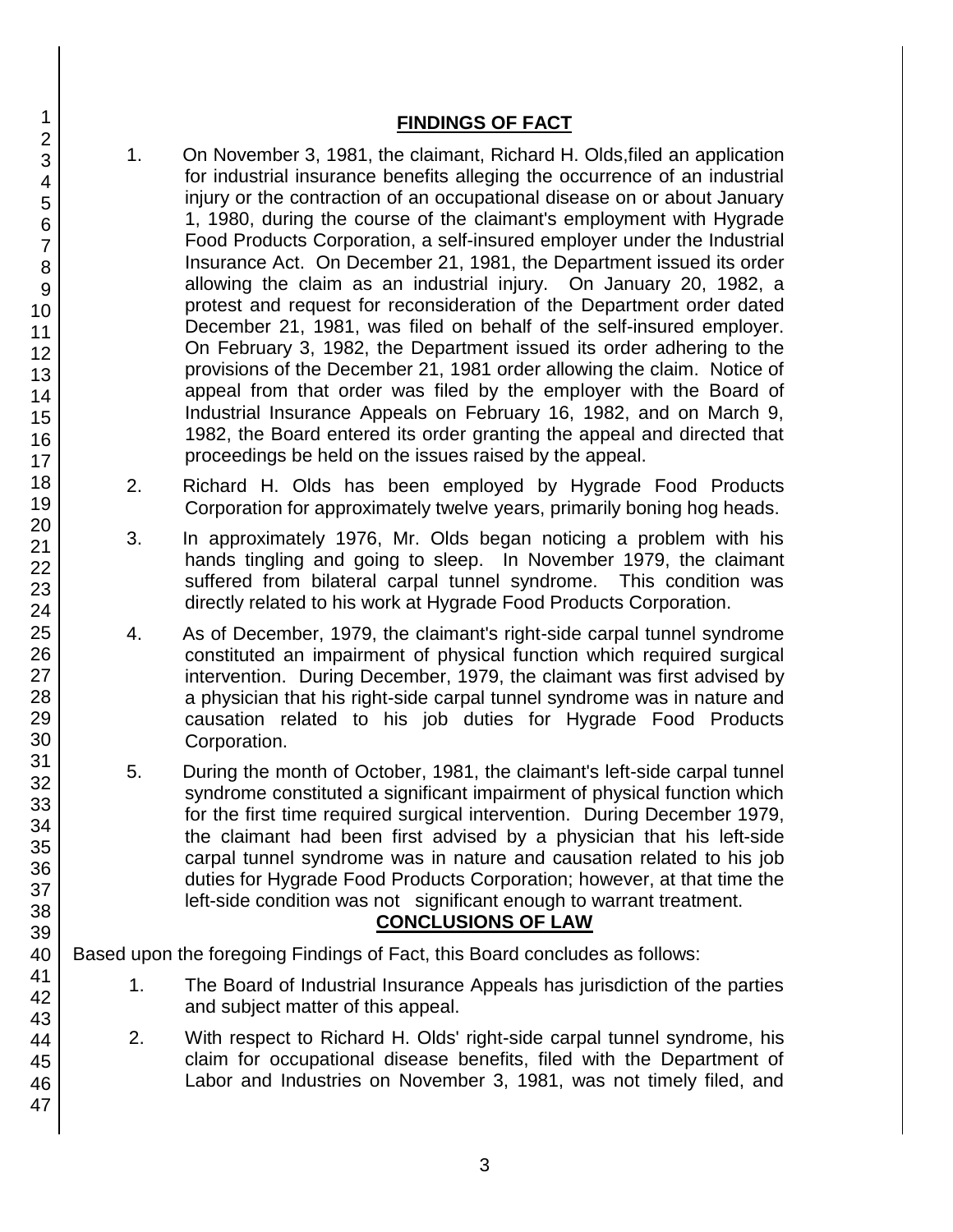## FINDINGS OF FACT

1. On November 3, 1981, the claimant, Richard H. Olds,filed an application for industrial insurance benefits alleging the occurrence of an industrial injury or the contraction of an occupational disease on or about January 1, 1980, during the course of the claimant's employment with Hygrade Food Products Corporation, a self-insured employer under the Industrial Insurance Act. On December 21, 1981, the Department issued its order allowing the claim as an industrial injury. On January 20, 1982, a protest and request for reconsideration of the Department order dated December 21, 1981, was filed on behalf of the self-insured employer. On February 3, 1982, the Department issued its order adhering to the provisions of the December 21, 1981 order allowing the claim. Notice of appeal from that order was filed by the employer with the Board of Industrial Insurance Appeals on February 16, 1982, and on March 9, 1982, the Board entered its order granting the appeal and directed that proceedings be held on the issues raised by the appeal.

2. Richard H. Olds has been employed by Hygrade Food Products Corporation for approximately twelve years, primarily boning hog heads.

3. In approximately 1976, Mr. Olds began noticing a problem with his hands tingling and going to sleep. In November 1979, the claimant suffered from bilateral carpal tunnel syndrome. This condition was directly related to his work at Hygrade Food Products Corporation.

4. As of December, 1979, the claimant's right-side carpal tunnel syndrome constituted an impairment of physical function which required surgical intervention. During December, 1979, the claimant was first advised by a physician that his right-side carpal tunnel syndrome was in nature and causation related to his job duties for Hygrade Food Products Corporation.

5. During the month of October, 1981, the claimant's left-side carpal tunnel syndrome constituted a significant impairment of physical function which for the first time required surgical intervention. During December 1979, the claimant had been first advised by a physician that his left-side carpal tunnel syndrome was in nature and causation related to his job duties for Hygrade Food Products Corporation; however, at that time the left-side condition was not significant enough to warrant treatment.

## CONCLUSIONS OF LAW

Based upon the foregoing Findings of Fact, this Board concludes as follows:

1. The Board of Industrial Insurance Appeals has jurisdiction of the parties and subject matter of this appeal.

2. With respect to Richard H. Olds' right-side carpal tunnel syndrome, his claim for occupational disease benefits, filed with the Department of Labor and Industries on November 3, 1981, was not timely filed, and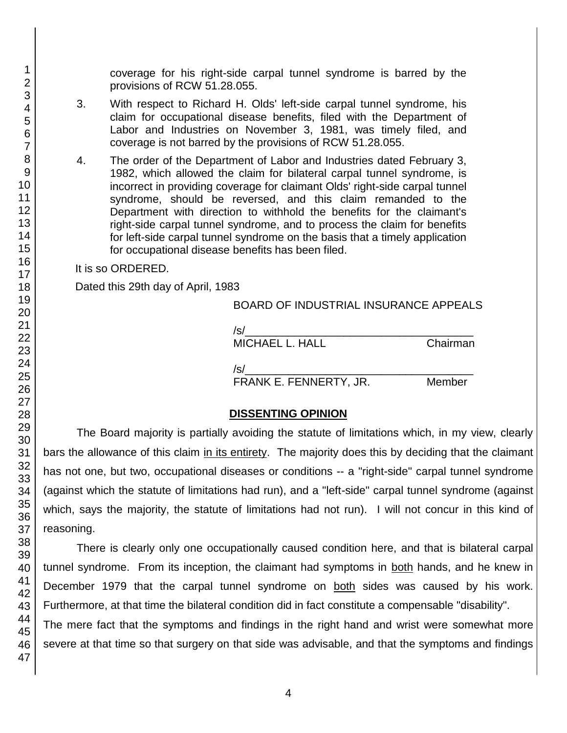coverage for his right-side carpal tunnel syndrome is barred by the provisions of RCW 51.28.055.

3. With respect to Richard H. Olds' left-side carpal tunnel syndrome, his claim for occupational disease benefits, filed with the Department of Labor and Industries on November 3, 1981, was timely filed, and coverage is not barred by the provisions of RCW 51.28.055.

4. The order of the Department of Labor and Industries dated February 3, 1982, which allowed the claim for bilateral carpal tunnel syndrome, is incorrect in providing coverage for claimant Olds' right-side carpal tunnel syndrome, should be reversed, and this claim remanded to the Department with direction to withhold the benefits for the claimant's right-side carpal tunnel syndrome, and to process the claim for benefits for left-side carpal tunnel syndrome on the basis that a timely application for occupational disease benefits has been filed.

It is so ORDERED.

Dated this 29th day of April, 1983

BOARD OF INDUSTRIAL INSURANCE APPEALS

/s/_____________________________________
MICHAEL L. HALL Chairman

/s/_____________________________________
FRANK E. FENNERTY, JR. Member

## DISSENTING OPINION

The Board majority is partially avoiding the statute of limitations which, in my view, clearly bars the allowance of this claim in its entirety. The majority does this by deciding that the claimant has not one, but two, occupational diseases or conditions -- a "right-side" carpal tunnel syndrome (against which the statute of limitations had run), and a "left-side" carpal tunnel syndrome (against which, says the majority, the statute of limitations had not run). I will not concur in this kind of reasoning.

There is clearly only one occupationally caused condition here, and that is bilateral carpal tunnel syndrome. From its inception, the claimant had symptoms in both hands, and he knew in December 1979 that the carpal tunnel syndrome on both sides was caused by his work. Furthermore, at that time the bilateral condition did in fact constitute a compensable "disability".

The mere fact that the symptoms and findings in the right hand and wrist were somewhat more severe at that time so that surgery on that side was advisable, and that the symptoms and findings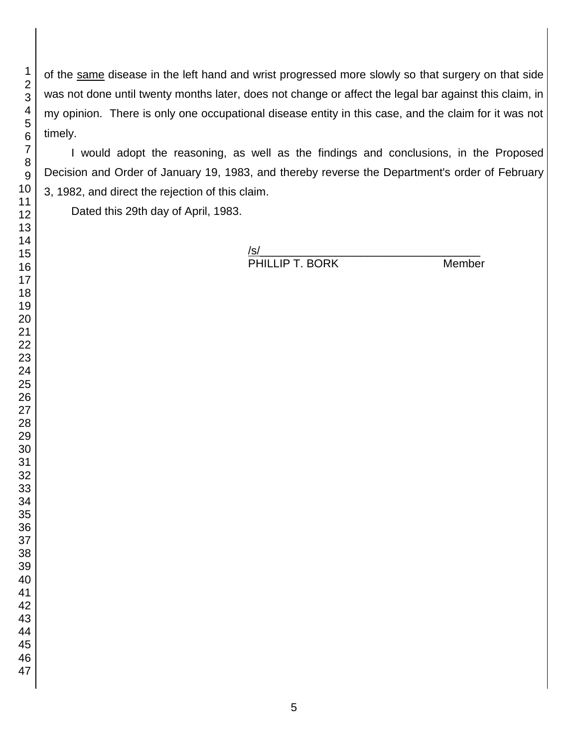of the <u>same</u> disease in the left hand and wrist progressed more slowly so that surgery on that side was not done until twenty months later, does not change or affect the legal bar against this claim, in my opinion. There is only one occupational disease entity in this case, and the claim for it was not timely.

I would adopt the reasoning, as well as the findings and conclusions, in the Proposed Decision and Order of January 19, 1983, and thereby reverse the Department's order of February 3, 1982, and direct the rejection of this claim.

Dated this 29th day of April, 1983.

/s/___________________________________
PHILLIP T. BORK Member